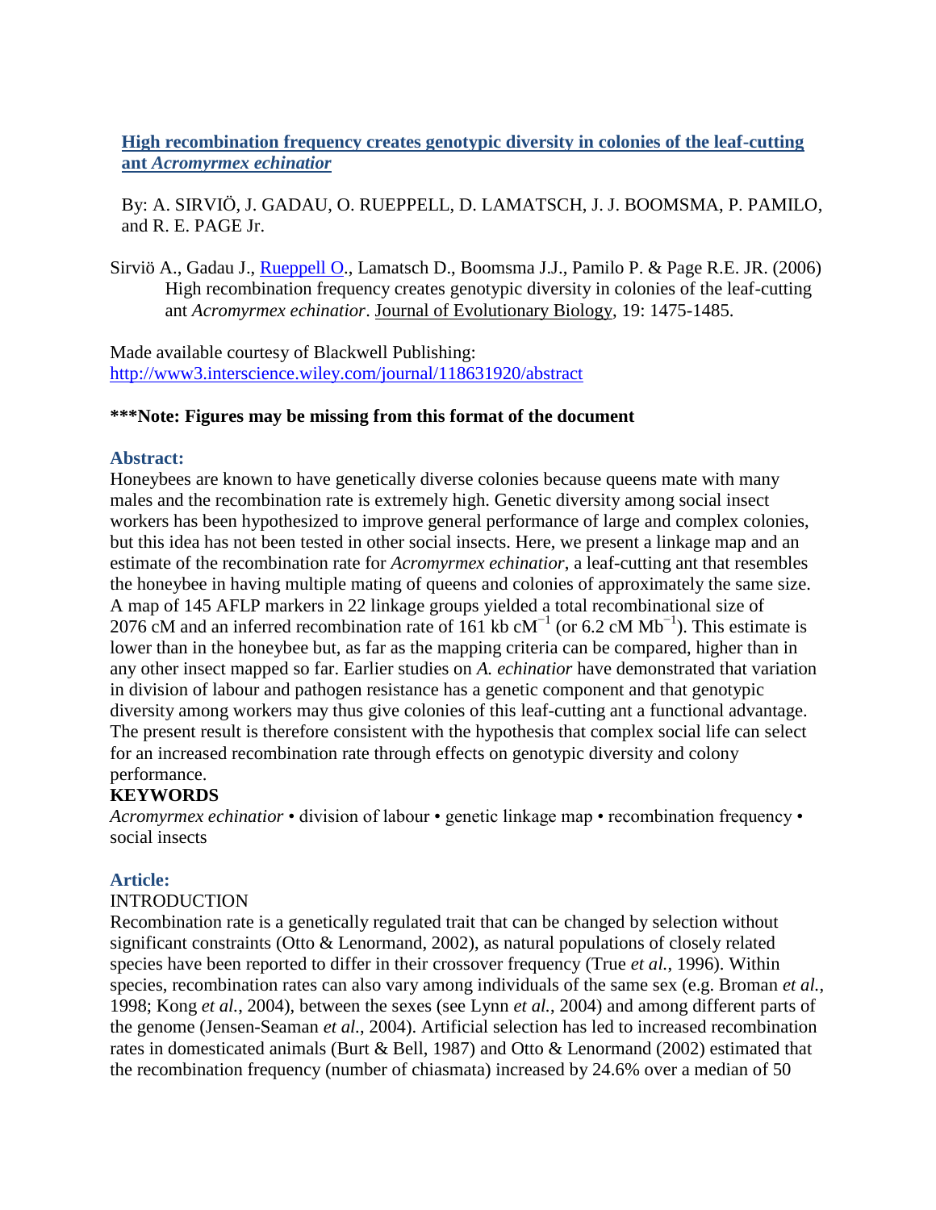# [High recombination frequency creates genotypic diversity in colonies of the leaf-cutting ant *Acromyrmex echinatior*](#)

By: A. SIRVIÖ, J. GADAU, O. RUEPPELL, D. LAMATSCH, J. J. BOOMSMA, P. PAMILO, and R. E. PAGE Jr.

Sirviö A., Gadau J., [Rueppell O.](#), Lamatsch D., Boomsma J.J., Pamilo P. & Page R.E. JR. (2006) High recombination frequency creates genotypic diversity in colonies of the leaf-cutting ant *Acromyrmex echinatior*. Journal of Evolutionary Biology, 19: 1475-1485.

Made available courtesy of Blackwell Publishing:
http://www3.interscience.wiley.com/journal/118631920/abstract

**\*\*\*Note: Figures may be missing from this format of the document**

## Abstract:

Honeybees are known to have genetically diverse colonies because queens mate with many males and the recombination rate is extremely high. Genetic diversity among social insect workers has been hypothesized to improve general performance of large and complex colonies, but this idea has not been tested in other social insects. Here, we present a linkage map and an estimate of the recombination rate for *Acromyrmex echinatior*, a leaf-cutting ant that resembles the honeybee in having multiple mating of queens and colonies of approximately the same size. A map of 145 AFLP markers in 22 linkage groups yielded a total recombinational size of 2076 cM and an inferred recombination rate of 161 kb $cM^{-1}$ (or 6.2 cM $Mb^{-1}$). This estimate is lower than in the honeybee but, as far as the mapping criteria can be compared, higher than in any other insect mapped so far. Earlier studies on *A. echinatior* have demonstrated that variation in division of labour and pathogen resistance has a genetic component and that genotypic diversity among workers may thus give colonies of this leaf-cutting ant a functional advantage. The present result is therefore consistent with the hypothesis that complex social life can select for an increased recombination rate through effects on genotypic diversity and colony performance.

**KEYWORDS**

*Acromyrmex echinatior* • division of labour • genetic linkage map • recombination frequency • social insects

## Article:

INTRODUCTION

Recombination rate is a genetically regulated trait that can be changed by selection without significant constraints (Otto & Lenormand, 2002), as natural populations of closely related species have been reported to differ in their crossover frequency (True *et al.*, 1996). Within species, recombination rates can also vary among individuals of the same sex (e.g. Broman *et al.*, 1998; Kong *et al.*, 2004), between the sexes (see Lynn *et al.*, 2004) and among different parts of the genome (Jensen-Seaman *et al.*, 2004). Artificial selection has led to increased recombination rates in domesticated animals (Burt & Bell, 1987) and Otto & Lenormand (2002) estimated that the recombination frequency (number of chiasmata) increased by 24.6% over a median of 50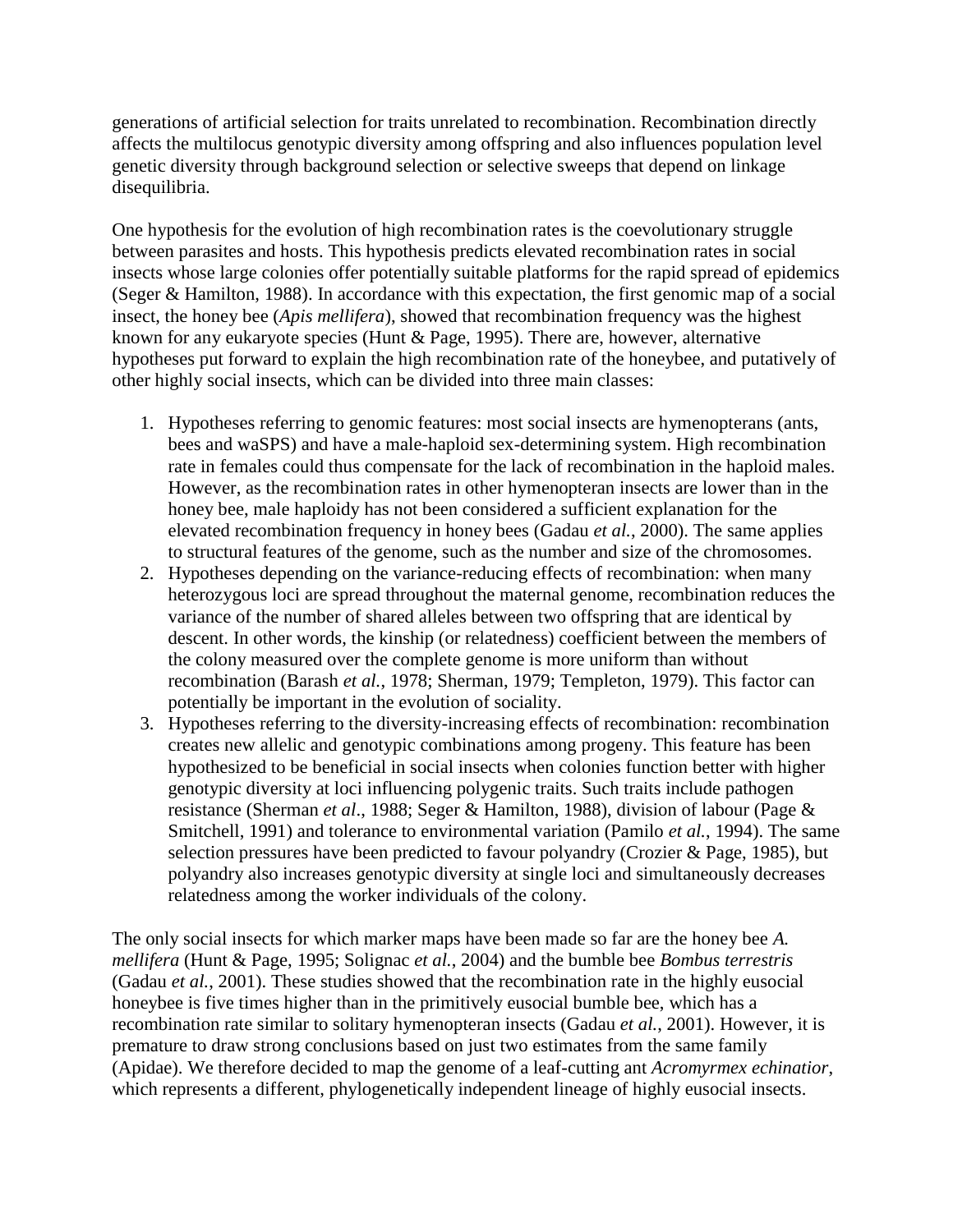generations of artificial selection for traits unrelated to recombination. Recombination directly affects the multilocus genotypic diversity among offspring and also influences population level genetic diversity through background selection or selective sweeps that depend on linkage disequilibria.

One hypothesis for the evolution of high recombination rates is the coevolutionary struggle between parasites and hosts. This hypothesis predicts elevated recombination rates in social insects whose large colonies offer potentially suitable platforms for the rapid spread of epidemics (Seger & Hamilton, 1988). In accordance with this expectation, the first genomic map of a social insect, the honey bee (*Apis mellifera*), showed that recombination frequency was the highest known for any eukaryote species (Hunt & Page, 1995). There are, however, alternative hypotheses put forward to explain the high recombination rate of the honeybee, and putatively of other highly social insects, which can be divided into three main classes:

1. Hypotheses referring to genomic features: most social insects are hymenopterans (ants, bees and waSPS) and have a male-haploid sex-determining system. High recombination rate in females could thus compensate for the lack of recombination in the haploid males. However, as the recombination rates in other hymenopteran insects are lower than in the honey bee, male haploidy has not been considered a sufficient explanation for the elevated recombination frequency in honey bees (Gadau *et al.*, 2000). The same applies to structural features of the genome, such as the number and size of the chromosomes.
2. Hypotheses depending on the variance-reducing effects of recombination: when many heterozygous loci are spread throughout the maternal genome, recombination reduces the variance of the number of shared alleles between two offspring that are identical by descent. In other words, the kinship (or relatedness) coefficient between the members of the colony measured over the complete genome is more uniform than without recombination (Barash *et al.*, 1978; Sherman, 1979; Templeton, 1979). This factor can potentially be important in the evolution of sociality.
3. Hypotheses referring to the diversity-increasing effects of recombination: recombination creates new allelic and genotypic combinations among progeny. This feature has been hypothesized to be beneficial in social insects when colonies function better with higher genotypic diversity at loci influencing polygenic traits. Such traits include pathogen resistance (Sherman *et al*., 1988; Seger & Hamilton, 1988), division of labour (Page & Smitchell, 1991) and tolerance to environmental variation (Pamilo *et al.*, 1994). The same selection pressures have been predicted to favour polyandry (Crozier & Page, 1985), but polyandry also increases genotypic diversity at single loci and simultaneously decreases relatedness among the worker individuals of the colony.

The only social insects for which marker maps have been made so far are the honey bee *A. mellifera* (Hunt & Page, 1995; Solignac *et al.*, 2004) and the bumble bee *Bombus terrestris* (Gadau *et al.*, 2001). These studies showed that the recombination rate in the highly eusocial honeybee is five times higher than in the primitively eusocial bumble bee, which has a recombination rate similar to solitary hymenopteran insects (Gadau *et al.*, 2001). However, it is premature to draw strong conclusions based on just two estimates from the same family (Apidae). We therefore decided to map the genome of a leaf-cutting ant *Acromyrmex echinatior*, which represents a different, phylogenetically independent lineage of highly eusocial insects.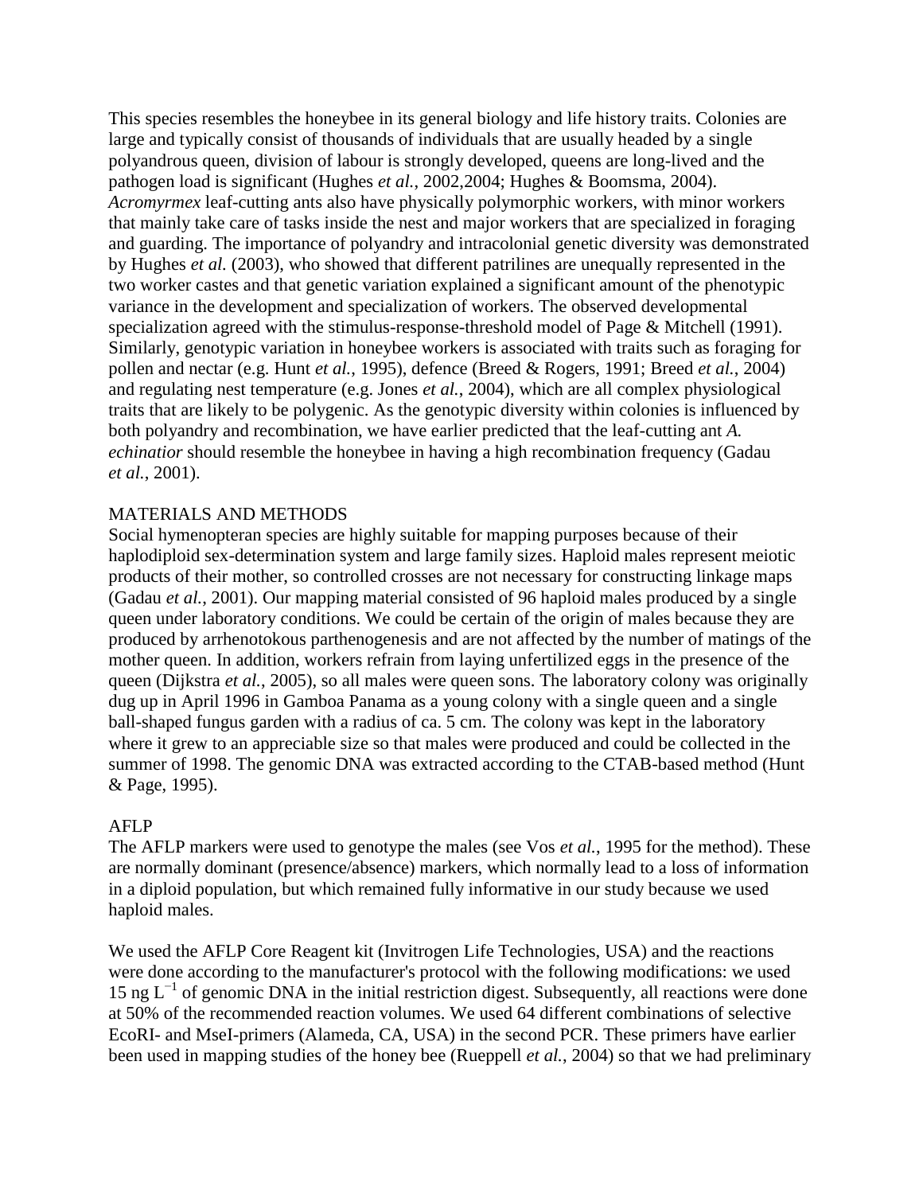This species resembles the honeybee in its general biology and life history traits. Colonies are large and typically consist of thousands of individuals that are usually headed by a single polyandrous queen, division of labour is strongly developed, queens are long-lived and the pathogen load is significant (Hughes *et al.*, 2002,2004; Hughes & Boomsma, 2004). *Acromyrmex* leaf-cutting ants also have physically polymorphic workers, with minor workers that mainly take care of tasks inside the nest and major workers that are specialized in foraging and guarding. The importance of polyandry and intracolonial genetic diversity was demonstrated by Hughes *et al.* (2003), who showed that different patrilines are unequally represented in the two worker castes and that genetic variation explained a significant amount of the phenotypic variance in the development and specialization of workers. The observed developmental specialization agreed with the stimulus-response-threshold model of Page & Mitchell (1991). Similarly, genotypic variation in honeybee workers is associated with traits such as foraging for pollen and nectar (e.g. Hunt *et al.*, 1995), defence (Breed & Rogers, 1991; Breed *et al.*, 2004) and regulating nest temperature (e.g. Jones *et al.*, 2004), which are all complex physiological traits that are likely to be polygenic. As the genotypic diversity within colonies is influenced by both polyandry and recombination, we have earlier predicted that the leaf-cutting ant *A. echinatior* should resemble the honeybee in having a high recombination frequency (Gadau *et al.*, 2001).

## MATERIALS AND METHODS

Social hymenopteran species are highly suitable for mapping purposes because of their haplodiploid sex-determination system and large family sizes. Haploid males represent meiotic products of their mother, so controlled crosses are not necessary for constructing linkage maps (Gadau *et al.*, 2001). Our mapping material consisted of 96 haploid males produced by a single queen under laboratory conditions. We could be certain of the origin of males because they are produced by arrhenotokous parthenogenesis and are not affected by the number of matings of the mother queen. In addition, workers refrain from laying unfertilized eggs in the presence of the queen (Dijkstra *et al.*, 2005), so all males were queen sons. The laboratory colony was originally dug up in April 1996 in Gamboa Panama as a young colony with a single queen and a single ball-shaped fungus garden with a radius of ca. 5 cm. The colony was kept in the laboratory where it grew to an appreciable size so that males were produced and could be collected in the summer of 1998. The genomic DNA was extracted according to the CTAB-based method (Hunt & Page, 1995).

### AFLP

The AFLP markers were used to genotype the males (see Vos *et al.*, 1995 for the method). These are normally dominant (presence/absence) markers, which normally lead to a loss of information in a diploid population, but which remained fully informative in our study because we used haploid males.

We used the AFLP Core Reagent kit (Invitrogen Life Technologies, USA) and the reactions were done according to the manufacturer's protocol with the following modifications: we used 15 ng $L^{-1}$ of genomic DNA in the initial restriction digest. Subsequently, all reactions were done at 50% of the recommended reaction volumes. We used 64 different combinations of selective EcoRI- and MseI-primers (Alameda, CA, USA) in the second PCR. These primers have earlier been used in mapping studies of the honey bee (Rueppell *et al.*, 2004) so that we had preliminary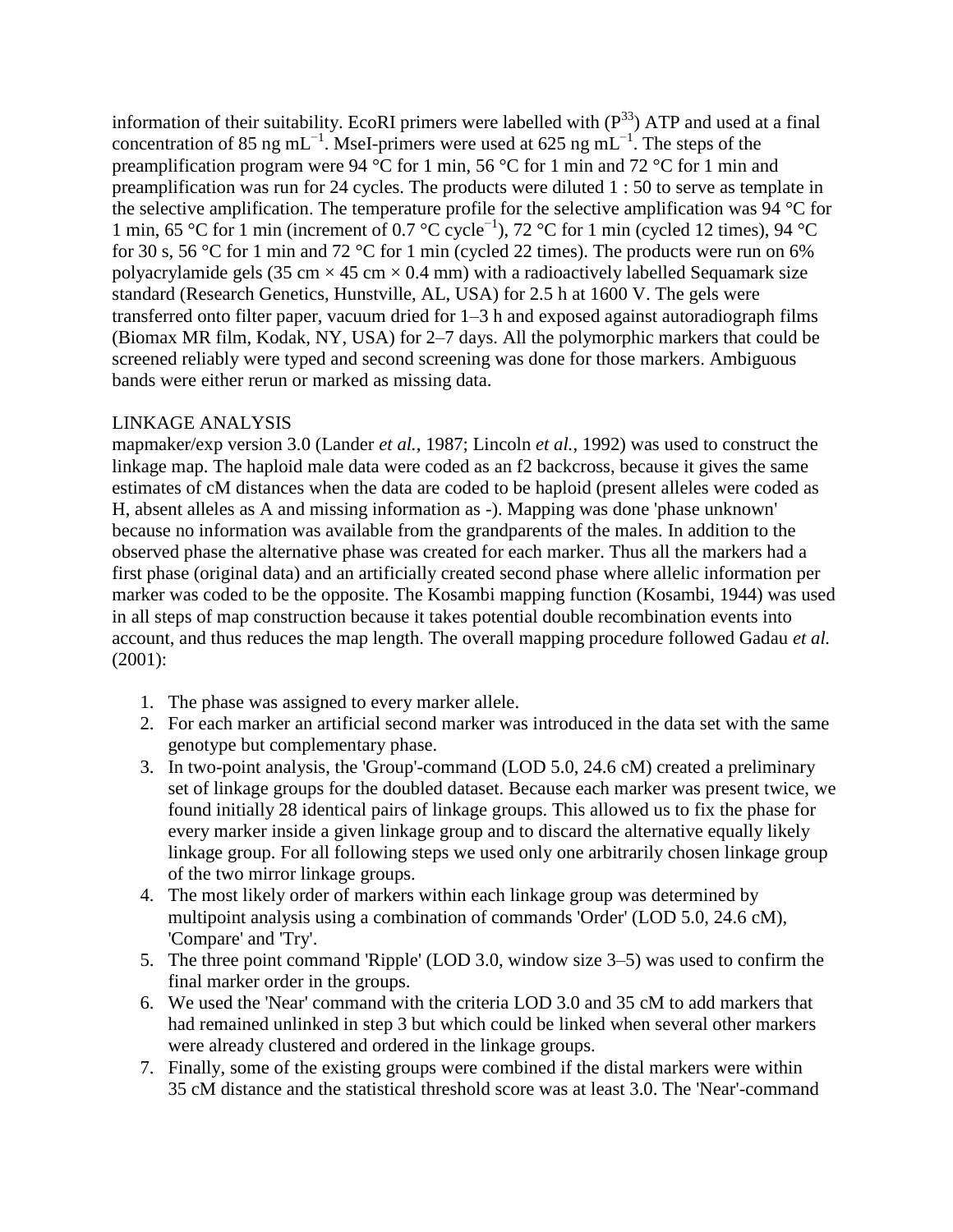information of their suitability. EcoRI primers were labelled with ($P^{33}$) ATP and used at a final concentration of 85 ng $mL^{-1}$. MseI-primers were used at 625 ng $mL^{-1}$. The steps of the preamplification program were 94 °C for 1 min, 56 °C for 1 min and 72 °C for 1 min and preamplification was run for 24 cycles. The products were diluted 1 : 50 to serve as template in the selective amplification. The temperature profile for the selective amplification was 94 °C for 1 min, 65 °C for 1 min (increment of 0.7 °C $cycle^{-1}$), 72 °C for 1 min (cycled 12 times), 94 °C for 30 s, 56 °C for 1 min and 72 °C for 1 min (cycled 22 times). The products were run on 6% polyacrylamide gels (35 cm × 45 cm × 0.4 mm) with a radioactively labelled Sequamark size standard (Research Genetics, Hunstville, AL, USA) for 2.5 h at 1600 V. The gels were transferred onto filter paper, vacuum dried for 1–3 h and exposed against autoradiograph films (Biomax MR film, Kodak, NY, USA) for 2–7 days. All the polymorphic markers that could be screened reliably were typed and second screening was done for those markers. Ambiguous bands were either rerun or marked as missing data.

## LINKAGE ANALYSIS

mapmaker/exp version 3.0 (Lander *et al.*, 1987; Lincoln *et al.*, 1992) was used to construct the linkage map. The haploid male data were coded as an f2 backcross, because it gives the same estimates of cM distances when the data are coded to be haploid (present alleles were coded as H, absent alleles as A and missing information as -). Mapping was done 'phase unknown' because no information was available from the grandparents of the males. In addition to the observed phase the alternative phase was created for each marker. Thus all the markers had a first phase (original data) and an artificially created second phase where allelic information per marker was coded to be the opposite. The Kosambi mapping function (Kosambi, 1944) was used in all steps of map construction because it takes potential double recombination events into account, and thus reduces the map length. The overall mapping procedure followed Gadau *et al.* (2001):

1. The phase was assigned to every marker allele.
2. For each marker an artificial second marker was introduced in the data set with the same genotype but complementary phase.
3. In two-point analysis, the 'Group'-command (LOD 5.0, 24.6 cM) created a preliminary set of linkage groups for the doubled dataset. Because each marker was present twice, we found initially 28 identical pairs of linkage groups. This allowed us to fix the phase for every marker inside a given linkage group and to discard the alternative equally likely linkage group. For all following steps we used only one arbitrarily chosen linkage group of the two mirror linkage groups.
4. The most likely order of markers within each linkage group was determined by multipoint analysis using a combination of commands 'Order' (LOD 5.0, 24.6 cM), 'Compare' and 'Try'.
5. The three point command 'Ripple' (LOD 3.0, window size 3–5) was used to confirm the final marker order in the groups.
6. We used the 'Near' command with the criteria LOD 3.0 and 35 cM to add markers that had remained unlinked in step 3 but which could be linked when several other markers were already clustered and ordered in the linkage groups.
7. Finally, some of the existing groups were combined if the distal markers were within 35 cM distance and the statistical threshold score was at least 3.0. The 'Near'-command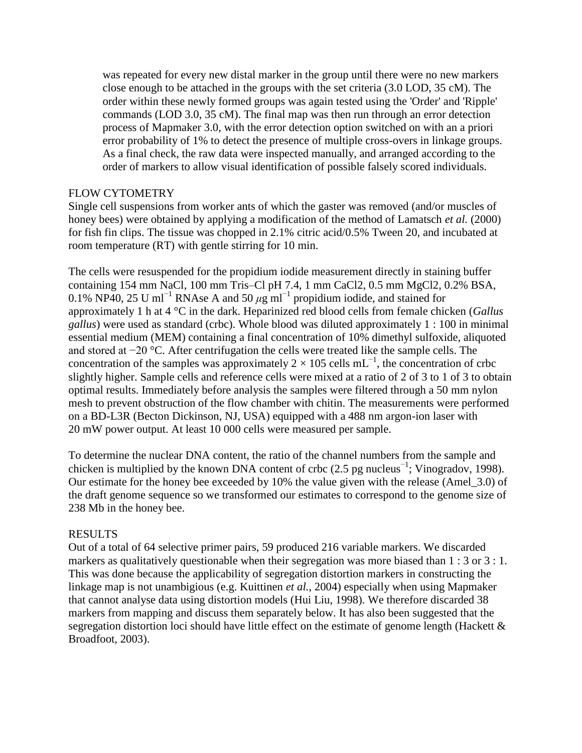was repeated for every new distal marker in the group until there were no new markers close enough to be attached in the groups with the set criteria (3.0 LOD, 35 cM). The order within these newly formed groups was again tested using the 'Order' and 'Ripple' commands (LOD 3.0, 35 cM). The final map was then run through an error detection process of Mapmaker 3.0, with the error detection option switched on with an a priori error probability of 1% to detect the presence of multiple cross-overs in linkage groups. As a final check, the raw data were inspected manually, and arranged according to the order of markers to allow visual identification of possible falsely scored individuals.

## FLOW CYTOMETRY

Single cell suspensions from worker ants of which the gaster was removed (and/or muscles of honey bees) were obtained by applying a modification of the method of Lamatsch *et al.* (2000) for fish fin clips. The tissue was chopped in 2.1% citric acid/0.5% Tween 20, and incubated at room temperature (RT) with gentle stirring for 10 min.

The cells were resuspended for the propidium iodide measurement directly in staining buffer containing 154 mm NaCl, 100 mm Tris–Cl pH 7.4, 1 mm $CaCl_2$, 0.5 mm $MgCl_2$, 0.2% BSA, 0.1% NP40, 25 U $ml^{-1}$ RNAse A and 50 $\mu$g $ml^{-1}$ propidium iodide, and stained for approximately 1 h at 4 °C in the dark. Heparinized red blood cells from female chicken (*Gallus gallus*) were used as standard (crbc). Whole blood was diluted approximately 1 : 100 in minimal essential medium (MEM) containing a final concentration of 10% dimethyl sulfoxide, aliquoted and stored at −20 °C. After centrifugation the cells were treated like the sample cells. The concentration of the samples was approximately $2 \times 105$ cells $mL^{-1}$, the concentration of crbc slightly higher. Sample cells and reference cells were mixed at a ratio of 2 of 3 to 1 of 3 to obtain optimal results. Immediately before analysis the samples were filtered through a 50 mm nylon mesh to prevent obstruction of the flow chamber with chitin. The measurements were performed on a BD-L3R (Becton Dickinson, NJ, USA) equipped with a 488 nm argon-ion laser with 20 mW power output. At least 10 000 cells were measured per sample.

To determine the nuclear DNA content, the ratio of the channel numbers from the sample and chicken is multiplied by the known DNA content of crbc (2.5 pg $nucleus^{-1}$; Vinogradov, 1998). Our estimate for the honey bee exceeded by 10% the value given with the release (Amel_3.0) of the draft genome sequence so we transformed our estimates to correspond to the genome size of 238 Mb in the honey bee.

## RESULTS

Out of a total of 64 selective primer pairs, 59 produced 216 variable markers. We discarded markers as qualitatively questionable when their segregation was more biased than 1 : 3 or 3 : 1. This was done because the applicability of segregation distortion markers in constructing the linkage map is not unambigious (e.g. Kuittinen *et al.*, 2004) especially when using Mapmaker that cannot analyse data using distortion models (Hui Liu, 1998). We therefore discarded 38 markers from mapping and discuss them separately below. It has also been suggested that the segregation distortion loci should have little effect on the estimate of genome length (Hackett & Broadfoot, 2003).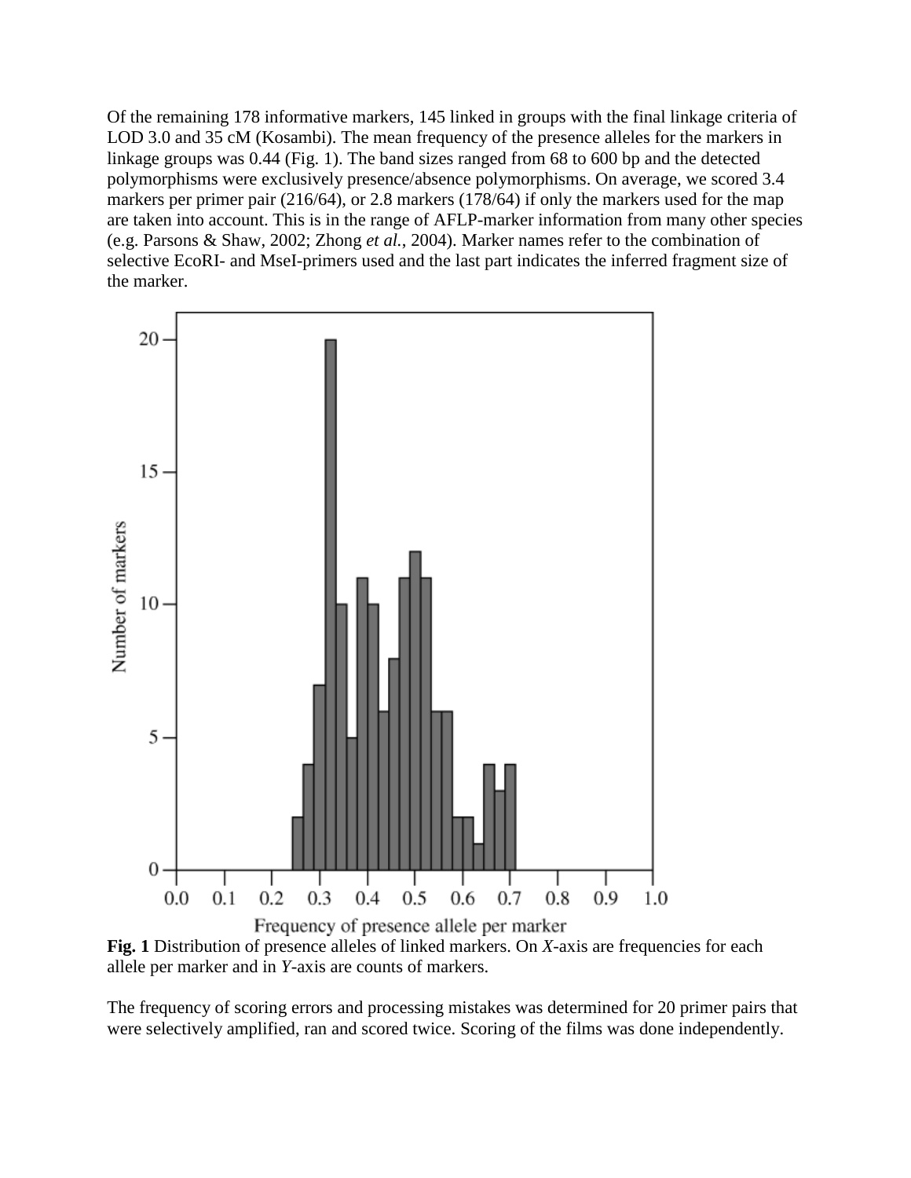Of the remaining 178 informative markers, 145 linked in groups with the final linkage criteria of LOD 3.0 and 35 cM (Kosambi). The mean frequency of the presence alleles for the markers in linkage groups was 0.44 (Fig. 1). The band sizes ranged from 68 to 600 bp and the detected polymorphisms were exclusively presence/absence polymorphisms. On average, we scored 3.4 markers per primer pair (216/64), or 2.8 markers (178/64) if only the markers used for the map are taken into account. This is in the range of AFLP-marker information from many other species (e.g. Parsons & Shaw, 2002; Zhong *et al.*, 2004). Marker names refer to the combination of selective EcoRI- and MseI-primers used and the last part indicates the inferred fragment size of the marker.

**Fig. 1** Distribution of presence alleles of linked markers. On *X*-axis are frequencies for each allele per marker and in *Y*-axis are counts of markers.

The frequency of scoring errors and processing mistakes was determined for 20 primer pairs that were selectively amplified, ran and scored twice. Scoring of the films was done independently.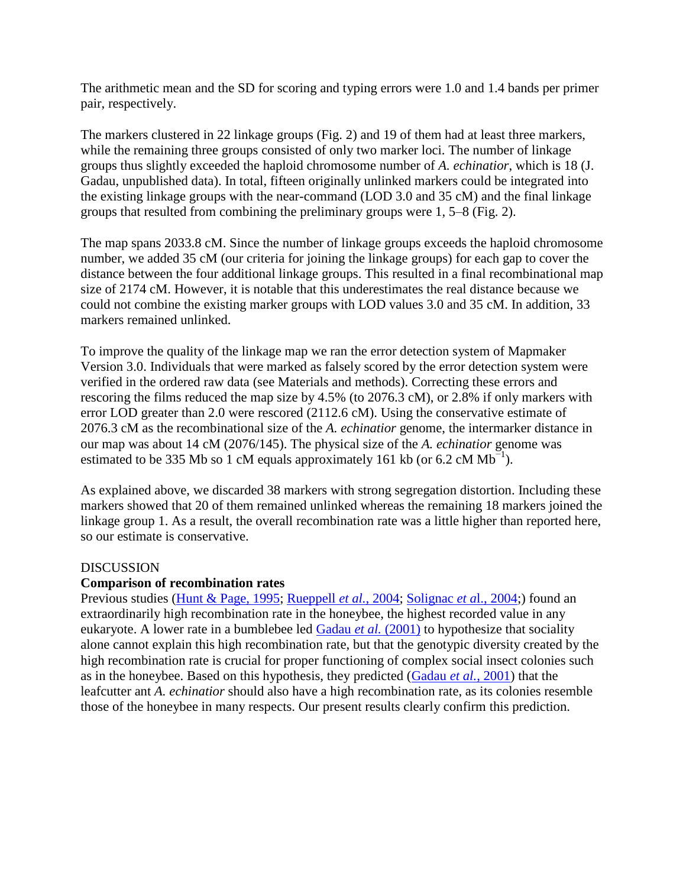The arithmetic mean and the SD for scoring and typing errors were 1.0 and 1.4 bands per primer pair, respectively.

The markers clustered in 22 linkage groups (Fig. 2) and 19 of them had at least three markers, while the remaining three groups consisted of only two marker loci. The number of linkage groups thus slightly exceeded the haploid chromosome number of *A. echinatior*, which is 18 (J. Gadau, unpublished data). In total, fifteen originally unlinked markers could be integrated into the existing linkage groups with the near-command (LOD 3.0 and 35 cM) and the final linkage groups that resulted from combining the preliminary groups were 1, 5–8 (Fig. 2).

The map spans 2033.8 cM. Since the number of linkage groups exceeds the haploid chromosome number, we added 35 cM (our criteria for joining the linkage groups) for each gap to cover the distance between the four additional linkage groups. This resulted in a final recombinational map size of 2174 cM. However, it is notable that this underestimates the real distance because we could not combine the existing marker groups with LOD values 3.0 and 35 cM. In addition, 33 markers remained unlinked.

To improve the quality of the linkage map we ran the error detection system of Mapmaker Version 3.0. Individuals that were marked as falsely scored by the error detection system were verified in the ordered raw data (see Materials and methods). Correcting these errors and rescoring the films reduced the map size by 4.5% (to 2076.3 cM), or 2.8% if only markers with error LOD greater than 2.0 were rescored (2112.6 cM). Using the conservative estimate of 2076.3 cM as the recombinational size of the *A. echinatior* genome, the intermarker distance in our map was about 14 cM (2076/145). The physical size of the *A. echinatior* genome was estimated to be 335 Mb so 1 cM equals approximately 161 kb (or 6.2 cM $Mb^{-1}$).

As explained above, we discarded 38 markers with strong segregation distortion. Including these markers showed that 20 of them remained unlinked whereas the remaining 18 markers joined the linkage group 1. As a result, the overall recombination rate was a little higher than reported here, so our estimate is conservative.

# DISCUSSION

## Comparison of recombination rates

Previous studies (Hunt & Page, 1995; Rueppell *et al.*, 2004; Solignac *et al.*, 2004;) found an extraordinarily high recombination rate in the honeybee, the highest recorded value in any eukaryote. A lower rate in a bumblebee led Gadau *et al.* (2001) to hypothesize that sociality alone cannot explain this high recombination rate, but that the genotypic diversity created by the high recombination rate is crucial for proper functioning of complex social insect colonies such as in the honeybee. Based on this hypothesis, they predicted (Gadau *et al.*, 2001) that the leafcutter ant *A. echinatior* should also have a high recombination rate, as its colonies resemble those of the honeybee in many respects. Our present results clearly confirm this prediction.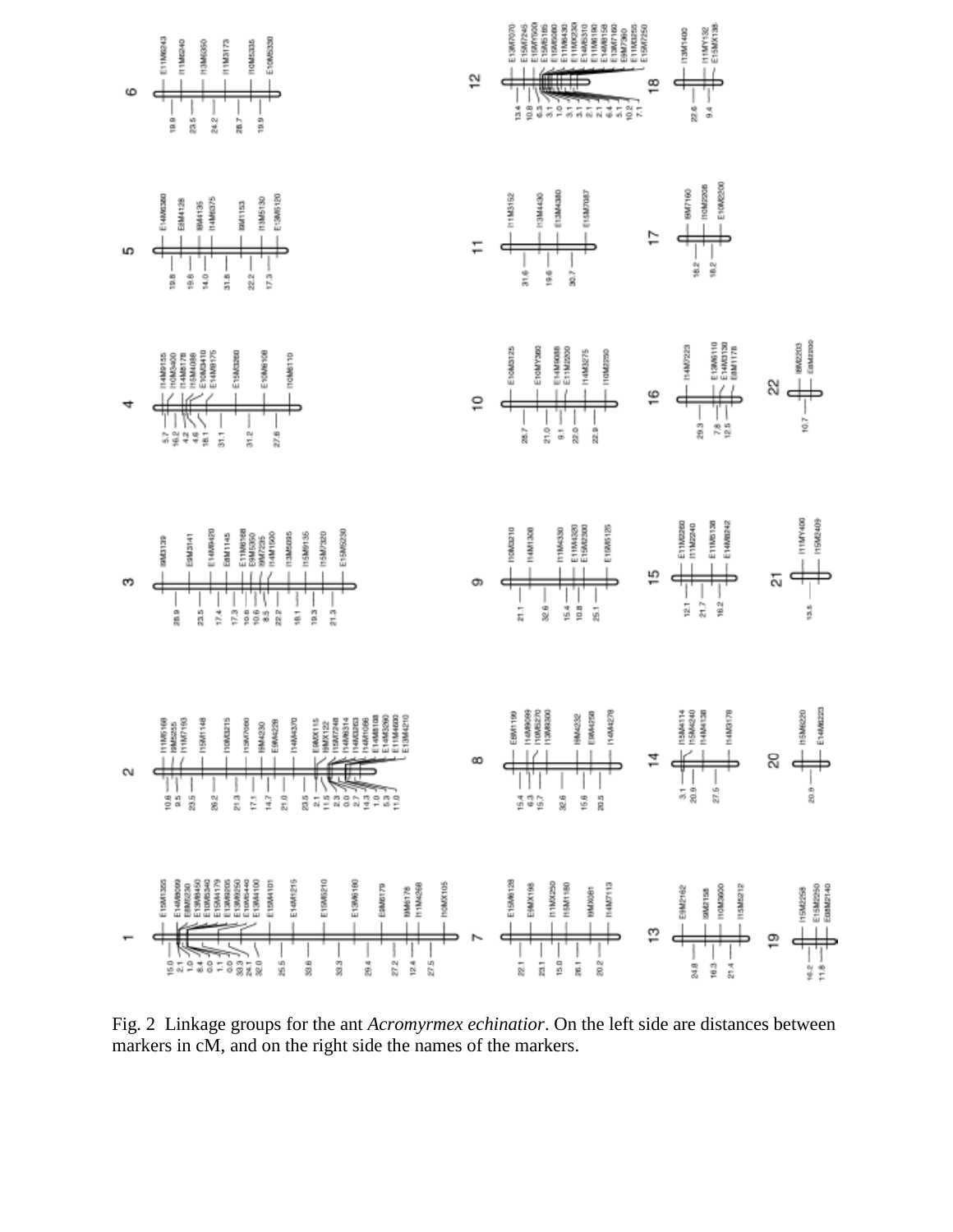Fig. 2 Linkage groups for the ant *Acromyrmex echinatior*. On the left side are distances between markers in cM, and on the right side the names of the markers.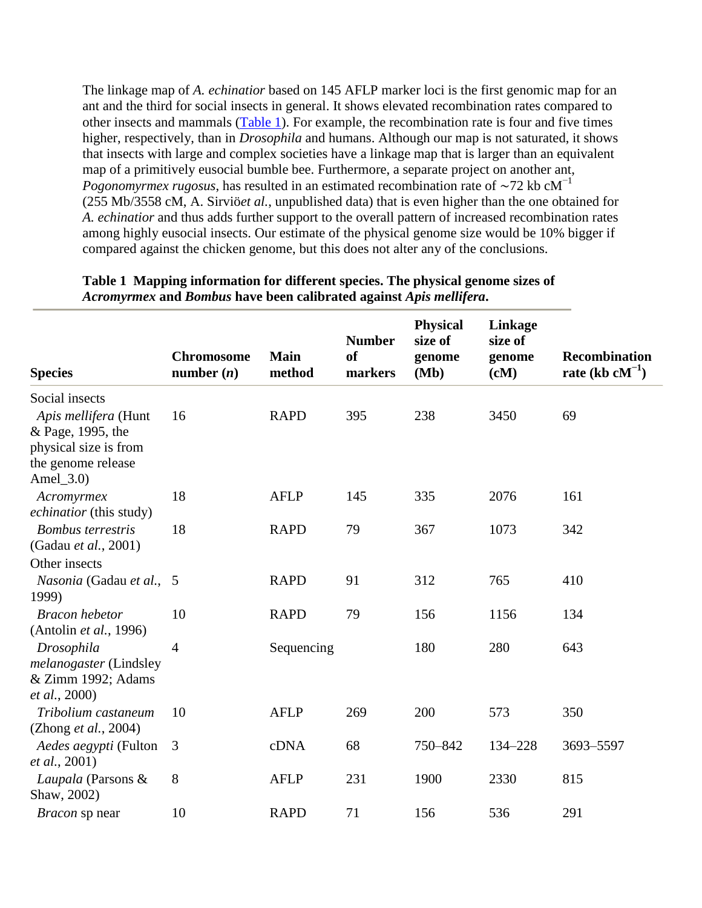The linkage map of *A. echinatior* based on 145 AFLP marker loci is the first genomic map for an ant and the third for social insects in general. It shows elevated recombination rates compared to other insects and mammals (Table 1). For example, the recombination rate is four and five times higher, respectively, than in *Drosophila* and humans. Although our map is not saturated, it shows that insects with large and complex societies have a linkage map that is larger than an equivalent map of a primitively eusocial bumble bee. Furthermore, a separate project on another ant, *Pogonomyrmex rugosus*, has resulted in an estimated recombination rate of ∼72 kb $cM^{-1}$ (255 Mb/3558 cM, A. Sirviö*et al.*, unpublished data) that is even higher than the one obtained for *A. echinatior* and thus adds further support to the overall pattern of increased recombination rates among highly eusocial insects. Our estimate of the physical genome size would be 10% bigger if compared against the chicken genome, but this does not alter any of the conclusions.

**Table 1 Mapping information for different species. The physical genome sizes of *Acromyrmex* and *Bombus* have been calibrated against *Apis mellifera*.**

| Species | Chromosome number (*n*) | Main method | Number of markers | Physical size of genome (Mb) | Linkage size of genome (cM) | Recombination rate (kb $cM^{-1}$) |
|---|---|---|---|---|---|---|
| Social insects | | | | | | |
| *Apis mellifera* (Hunt & Page, 1995, the physical size is from the genome release Amel_3.0) | 16 | RAPD | 395 | 238 | 3450 | 69 |
| *Acromyrmex echinatior* (this study) | 18 | AFLP | 145 | 335 | 2076 | 161 |
| *Bombus terrestris* (Gadau *et al.*, 2001) | 18 | RAPD | 79 | 367 | 1073 | 342 |
| Other insects | | | | | | |
| *Nasonia* (Gadau *et al.*, 1999) | 5 | RAPD | 91 | 312 | 765 | 410 |
| *Bracon hebetor* (Antolin *et al.*, 1996) | 10 | RAPD | 79 | 156 | 1156 | 134 |
| *Drosophila melanogaster* (Lindsley & Zimm 1992; Adams *et al.*, 2000) | 4 | Sequencing | | 180 | 280 | 643 |
| *Tribolium castaneum* (Zhong *et al.*, 2004) | 10 | AFLP | 269 | 200 | 573 | 350 |
| *Aedes aegypti* (Fulton *et al.*, 2001) | 3 | cDNA | 68 | 750–842 | 134–228 | 3693–5597 |
| *Laupala* (Parsons & Shaw, 2002) | 8 | AFLP | 231 | 1900 | 2330 | 815 |
| *Bracon* sp near | 10 | RAPD | 71 | 156 | 536 | 291 |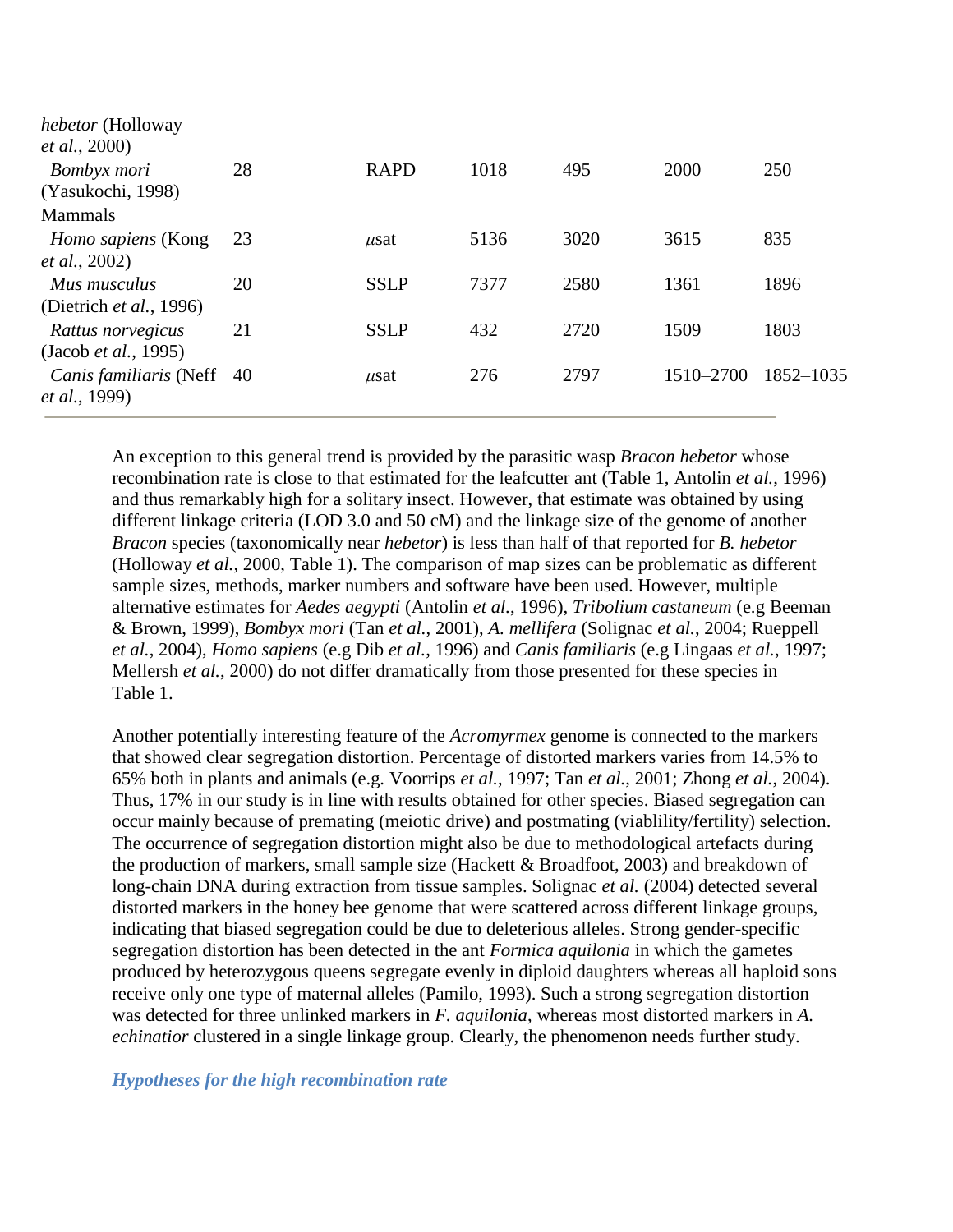| | | | | | | |
|---|---|---|---|---|---|---|
| *hebetor* (Holloway *et al.*, 2000) | | | | | | |
| *Bombyx mori* (Yasukochi, 1998) | 28 | RAPD | 1018 | 495 | 2000 | 250 |
| Mammals | | | | | | |
| *Homo sapiens* (Kong *et al.*, 2002) | 23 | $\mu$sat | 5136 | 3020 | 3615 | 835 |
| *Mus musculus* (Dietrich *et al.*, 1996) | 20 | SSLP | 7377 | 2580 | 1361 | 1896 |
| *Rattus norvegicus* (Jacob *et al.*, 1995) | 21 | SSLP | 432 | 2720 | 1509 | 1803 |
| *Canis familiaris* (Neff *et al.*, 1999) | 40 | $\mu$sat | 276 | 2797 | 1510–2700 | 1852–1035 |

An exception to this general trend is provided by the parasitic wasp *Bracon hebetor* whose recombination rate is close to that estimated for the leafcutter ant (Table 1, Antolin *et al.*, 1996) and thus remarkably high for a solitary insect. However, that estimate was obtained by using different linkage criteria (LOD 3.0 and 50 cM) and the linkage size of the genome of another *Bracon* species (taxonomically near *hebetor*) is less than half of that reported for *B. hebetor* (Holloway *et al.*, 2000, Table 1). The comparison of map sizes can be problematic as different sample sizes, methods, marker numbers and software have been used. However, multiple alternative estimates for *Aedes aegypti* (Antolin *et al.*, 1996), *Tribolium castaneum* (e.g Beeman & Brown, 1999), *Bombyx mori* (Tan *et al.*, 2001), *A. mellifera* (Solignac *et al.*, 2004; Rueppell *et al.*, 2004), *Homo sapiens* (e.g Dib *et al.*, 1996) and *Canis familiaris* (e.g Lingaas *et al.*, 1997; Mellersh *et al.*, 2000) do not differ dramatically from those presented for these species in Table 1.

Another potentially interesting feature of the *Acromyrmex* genome is connected to the markers that showed clear segregation distortion. Percentage of distorted markers varies from 14.5% to 65% both in plants and animals (e.g. Voorrips *et al.*, 1997; Tan *et al.*, 2001; Zhong *et al.*, 2004). Thus, 17% in our study is in line with results obtained for other species. Biased segregation can occur mainly because of premating (meiotic drive) and postmating (viablility/fertility) selection. The occurrence of segregation distortion might also be due to methodological artefacts during the production of markers, small sample size (Hackett & Broadfoot, 2003) and breakdown of long-chain DNA during extraction from tissue samples. Solignac *et al.* (2004) detected several distorted markers in the honey bee genome that were scattered across different linkage groups, indicating that biased segregation could be due to deleterious alleles. Strong gender-specific segregation distortion has been detected in the ant *Formica aquilonia* in which the gametes produced by heterozygous queens segregate evenly in diploid daughters whereas all haploid sons receive only one type of maternal alleles (Pamilo, 1993). Such a strong segregation distortion was detected for three unlinked markers in *F. aquilonia*, whereas most distorted markers in *A. echinatior* clustered in a single linkage group. Clearly, the phenomenon needs further study.

### *Hypotheses for the high recombination rate*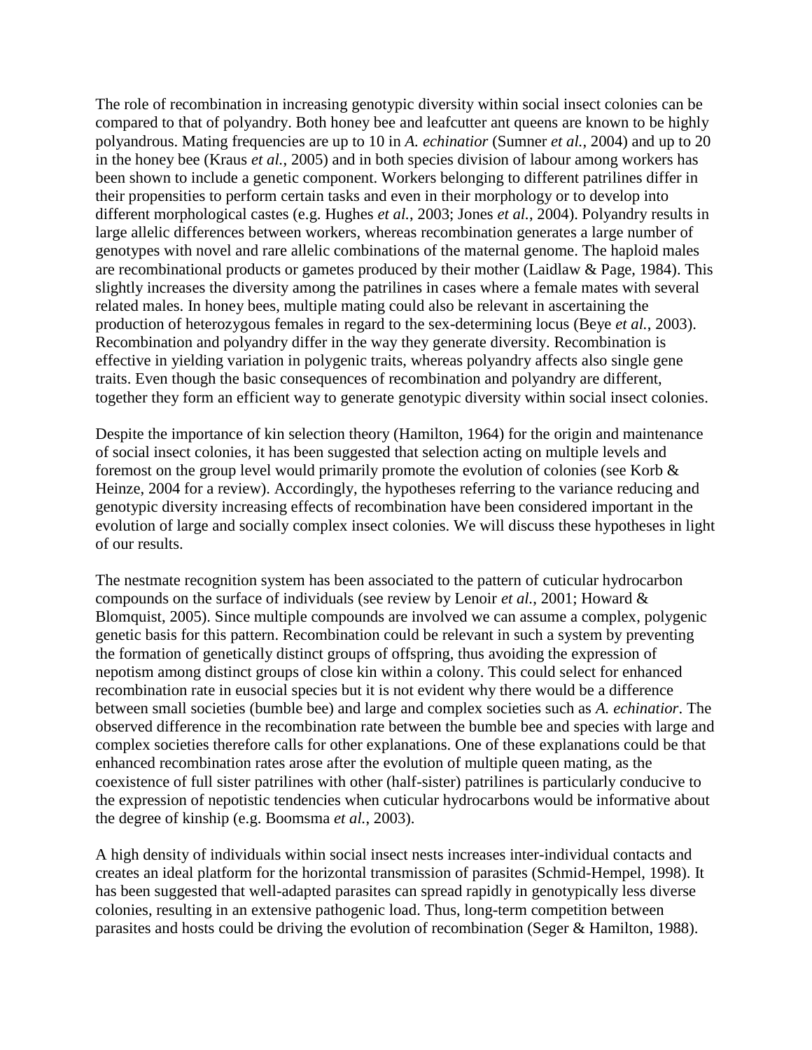The role of recombination in increasing genotypic diversity within social insect colonies can be compared to that of polyandry. Both honey bee and leafcutter ant queens are known to be highly polyandrous. Mating frequencies are up to 10 in *A. echinatior* (Sumner *et al.*, 2004) and up to 20 in the honey bee (Kraus *et al.*, 2005) and in both species division of labour among workers has been shown to include a genetic component. Workers belonging to different patrilines differ in their propensities to perform certain tasks and even in their morphology or to develop into different morphological castes (e.g. Hughes *et al.*, 2003; Jones *et al.*, 2004). Polyandry results in large allelic differences between workers, whereas recombination generates a large number of genotypes with novel and rare allelic combinations of the maternal genome. The haploid males are recombinational products or gametes produced by their mother (Laidlaw & Page, 1984). This slightly increases the diversity among the patrilines in cases where a female mates with several related males. In honey bees, multiple mating could also be relevant in ascertaining the production of heterozygous females in regard to the sex-determining locus (Beye *et al.*, 2003). Recombination and polyandry differ in the way they generate diversity. Recombination is effective in yielding variation in polygenic traits, whereas polyandry affects also single gene traits. Even though the basic consequences of recombination and polyandry are different, together they form an efficient way to generate genotypic diversity within social insect colonies.

Despite the importance of kin selection theory (Hamilton, 1964) for the origin and maintenance of social insect colonies, it has been suggested that selection acting on multiple levels and foremost on the group level would primarily promote the evolution of colonies (see Korb & Heinze, 2004 for a review). Accordingly, the hypotheses referring to the variance reducing and genotypic diversity increasing effects of recombination have been considered important in the evolution of large and socially complex insect colonies. We will discuss these hypotheses in light of our results.

The nestmate recognition system has been associated to the pattern of cuticular hydrocarbon compounds on the surface of individuals (see review by Lenoir *et al.*, 2001; Howard & Blomquist, 2005). Since multiple compounds are involved we can assume a complex, polygenic genetic basis for this pattern. Recombination could be relevant in such a system by preventing the formation of genetically distinct groups of offspring, thus avoiding the expression of nepotism among distinct groups of close kin within a colony. This could select for enhanced recombination rate in eusocial species but it is not evident why there would be a difference between small societies (bumble bee) and large and complex societies such as *A. echinatior*. The observed difference in the recombination rate between the bumble bee and species with large and complex societies therefore calls for other explanations. One of these explanations could be that enhanced recombination rates arose after the evolution of multiple queen mating, as the coexistence of full sister patrilines with other (half-sister) patrilines is particularly conducive to the expression of nepotistic tendencies when cuticular hydrocarbons would be informative about the degree of kinship (e.g. Boomsma *et al.*, 2003).

A high density of individuals within social insect nests increases inter-individual contacts and creates an ideal platform for the horizontal transmission of parasites (Schmid-Hempel, 1998). It has been suggested that well-adapted parasites can spread rapidly in genotypically less diverse colonies, resulting in an extensive pathogenic load. Thus, long-term competition between parasites and hosts could be driving the evolution of recombination (Seger & Hamilton, 1988).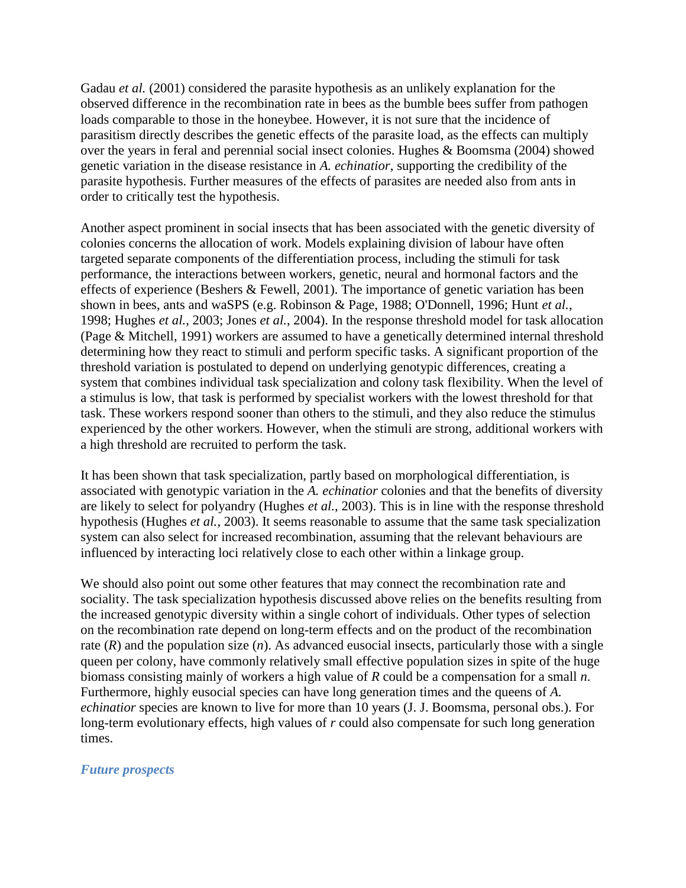Gadau *et al.* (2001) considered the parasite hypothesis as an unlikely explanation for the observed difference in the recombination rate in bees as the bumble bees suffer from pathogen loads comparable to those in the honeybee. However, it is not sure that the incidence of parasitism directly describes the genetic effects of the parasite load, as the effects can multiply over the years in feral and perennial social insect colonies. Hughes & Boomsma (2004) showed genetic variation in the disease resistance in *A. echinatior*, supporting the credibility of the parasite hypothesis. Further measures of the effects of parasites are needed also from ants in order to critically test the hypothesis.

Another aspect prominent in social insects that has been associated with the genetic diversity of colonies concerns the allocation of work. Models explaining division of labour have often targeted separate components of the differentiation process, including the stimuli for task performance, the interactions between workers, genetic, neural and hormonal factors and the effects of experience (Beshers & Fewell, 2001). The importance of genetic variation has been shown in bees, ants and waSPS (e.g. Robinson & Page, 1988; O'Donnell, 1996; Hunt *et al.*, 1998; Hughes *et al.*, 2003; Jones *et al.*, 2004). In the response threshold model for task allocation (Page & Mitchell, 1991) workers are assumed to have a genetically determined internal threshold determining how they react to stimuli and perform specific tasks. A significant proportion of the threshold variation is postulated to depend on underlying genotypic differences, creating a system that combines individual task specialization and colony task flexibility. When the level of a stimulus is low, that task is performed by specialist workers with the lowest threshold for that task. These workers respond sooner than others to the stimuli, and they also reduce the stimulus experienced by the other workers. However, when the stimuli are strong, additional workers with a high threshold are recruited to perform the task.

It has been shown that task specialization, partly based on morphological differentiation, is associated with genotypic variation in the *A. echinatior* colonies and that the benefits of diversity are likely to select for polyandry (Hughes *et al.*, 2003). This is in line with the response threshold hypothesis (Hughes *et al.*, 2003). It seems reasonable to assume that the same task specialization system can also select for increased recombination, assuming that the relevant behaviours are influenced by interacting loci relatively close to each other within a linkage group.

We should also point out some other features that may connect the recombination rate and sociality. The task specialization hypothesis discussed above relies on the benefits resulting from the increased genotypic diversity within a single cohort of individuals. Other types of selection on the recombination rate depend on long-term effects and on the product of the recombination rate ($R$) and the population size ($n$). As advanced eusocial insects, particularly those with a single queen per colony, have commonly relatively small effective population sizes in spite of the huge biomass consisting mainly of workers a high value of $R$ could be a compensation for a small $n$. Furthermore, highly eusocial species can have long generation times and the queens of *A. echinatior* species are known to live for more than 10 years (J. J. Boomsma, personal obs.). For long-term evolutionary effects, high values of $r$ could also compensate for such long generation times.

### *Future prospects*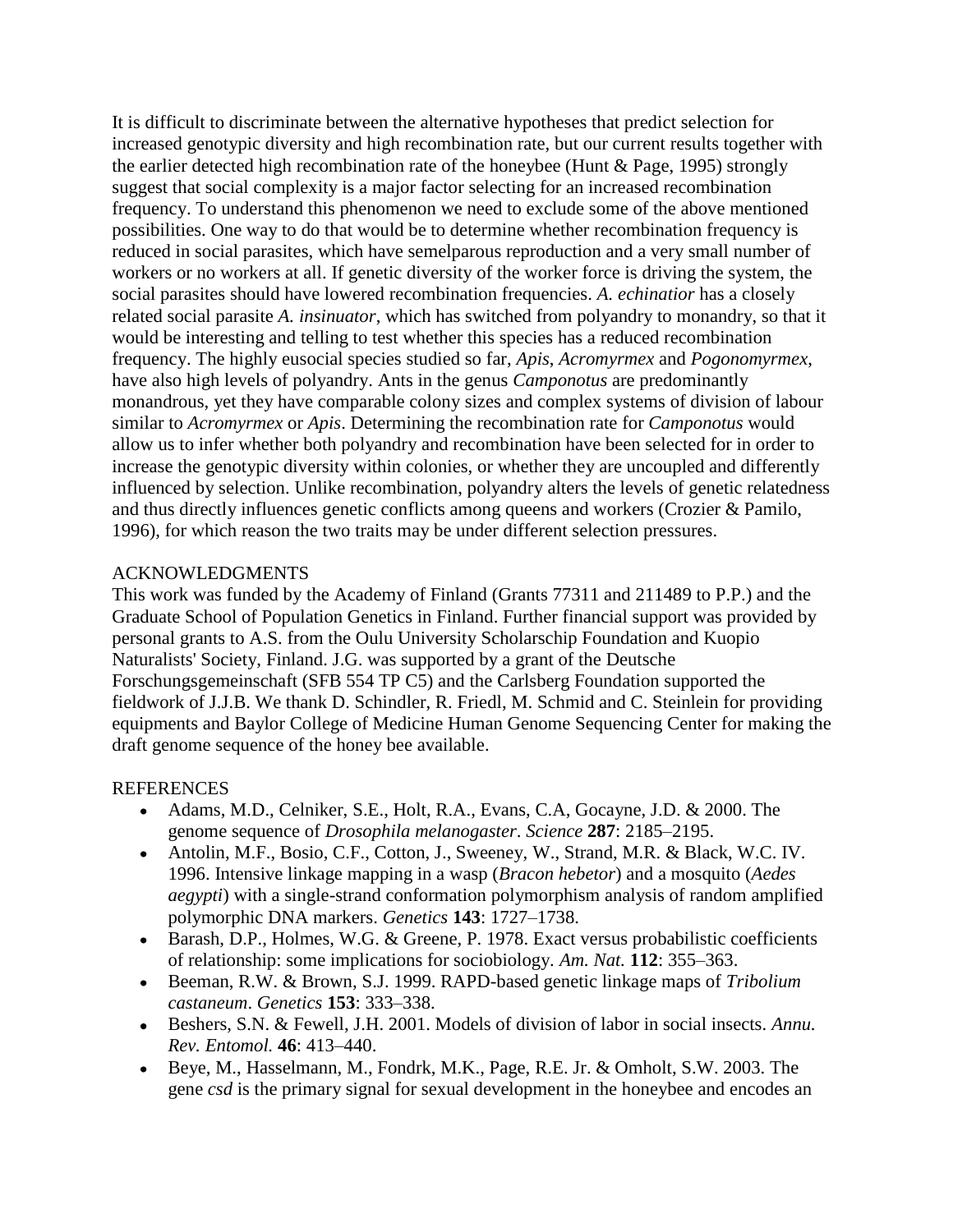It is difficult to discriminate between the alternative hypotheses that predict selection for increased genotypic diversity and high recombination rate, but our current results together with the earlier detected high recombination rate of the honeybee (Hunt & Page, 1995) strongly suggest that social complexity is a major factor selecting for an increased recombination frequency. To understand this phenomenon we need to exclude some of the above mentioned possibilities. One way to do that would be to determine whether recombination frequency is reduced in social parasites, which have semelparous reproduction and a very small number of workers or no workers at all. If genetic diversity of the worker force is driving the system, the social parasites should have lowered recombination frequencies. *A. echinatior* has a closely related social parasite *A. insinuator*, which has switched from polyandry to monandry, so that it would be interesting and telling to test whether this species has a reduced recombination frequency. The highly eusocial species studied so far, *Apis*, *Acromyrmex* and *Pogonomyrmex*, have also high levels of polyandry. Ants in the genus *Camponotus* are predominantly monandrous, yet they have comparable colony sizes and complex systems of division of labour similar to *Acromyrmex* or *Apis*. Determining the recombination rate for *Camponotus* would allow us to infer whether both polyandry and recombination have been selected for in order to increase the genotypic diversity within colonies, or whether they are uncoupled and differently influenced by selection. Unlike recombination, polyandry alters the levels of genetic relatedness and thus directly influences genetic conflicts among queens and workers (Crozier & Pamilo, 1996), for which reason the two traits may be under different selection pressures.

## ACKNOWLEDGMENTS

This work was funded by the Academy of Finland (Grants 77311 and 211489 to P.P.) and the Graduate School of Population Genetics in Finland. Further financial support was provided by personal grants to A.S. from the Oulu University Scholarschip Foundation and Kuopio Naturalists' Society, Finland. J.G. was supported by a grant of the Deutsche Forschungsgemeinschaft (SFB 554 TP C5) and the Carlsberg Foundation supported the fieldwork of J.J.B. We thank D. Schindler, R. Friedl, M. Schmid and C. Steinlein for providing equipments and Baylor College of Medicine Human Genome Sequencing Center for making the draft genome sequence of the honey bee available.

## REFERENCES

- Adams, M.D., Celniker, S.E., Holt, R.A., Evans, C.A, Gocayne, J.D. & 2000. The genome sequence of *Drosophila melanogaster*. *Science* **287**: 2185–2195.
- Antolin, M.F., Bosio, C.F., Cotton, J., Sweeney, W., Strand, M.R. & Black, W.C. IV. 1996. Intensive linkage mapping in a wasp (*Bracon hebetor*) and a mosquito (*Aedes aegypti*) with a single-strand conformation polymorphism analysis of random amplified polymorphic DNA markers. *Genetics* **143**: 1727–1738.
- Barash, D.P., Holmes, W.G. & Greene, P. 1978. Exact versus probabilistic coefficients of relationship: some implications for sociobiology. *Am. Nat.* **112**: 355–363.
- Beeman, R.W. & Brown, S.J. 1999. RAPD-based genetic linkage maps of *Tribolium castaneum*. *Genetics* **153**: 333–338.
- Beshers, S.N. & Fewell, J.H. 2001. Models of division of labor in social insects. *Annu. Rev. Entomol.* **46**: 413–440.
- Beye, M., Hasselmann, M., Fondrk, M.K., Page, R.E. Jr. & Omholt, S.W. 2003. The gene *csd* is the primary signal for sexual development in the honeybee and encodes an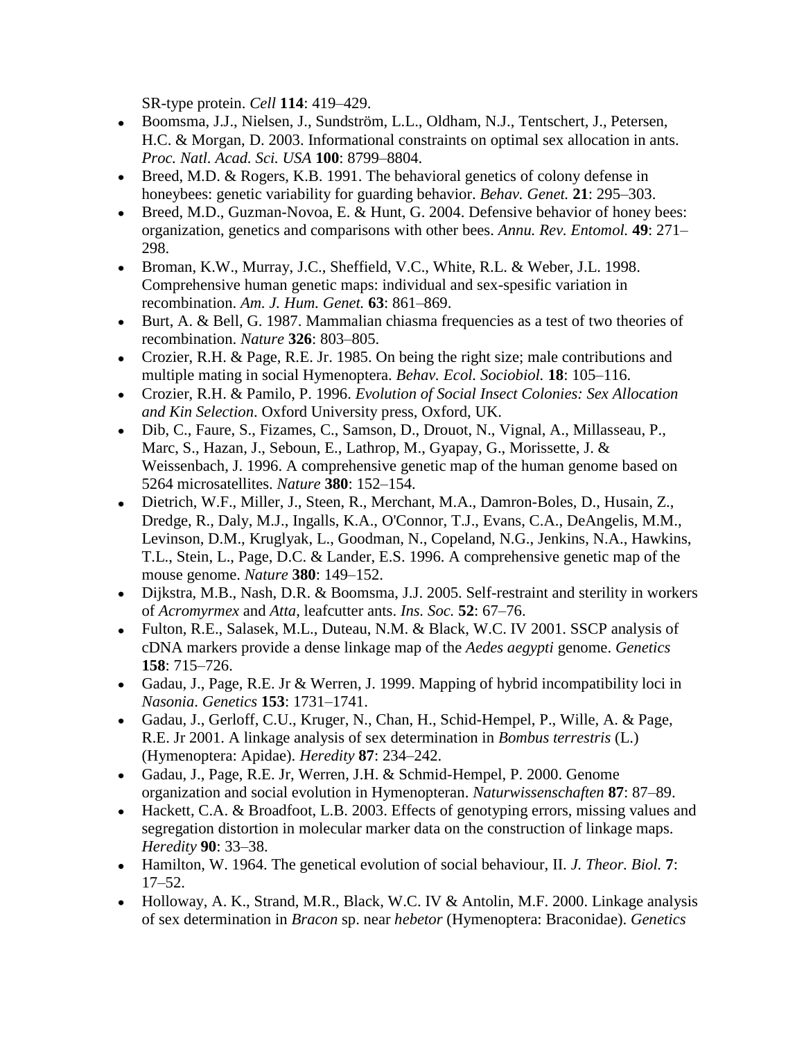SR-type protein. *Cell* **114**: 419–429.

- Boomsma, J.J., Nielsen, J., Sundström, L.L., Oldham, N.J., Tentschert, J., Petersen, H.C. & Morgan, D. 2003. Informational constraints on optimal sex allocation in ants. *Proc. Natl. Acad. Sci. USA* **100**: 8799–8804.
- Breed, M.D. & Rogers, K.B. 1991. The behavioral genetics of colony defense in honeybees: genetic variability for guarding behavior. *Behav. Genet.* **21**: 295–303.
- Breed, M.D., Guzman-Novoa, E. & Hunt, G. 2004. Defensive behavior of honey bees: organization, genetics and comparisons with other bees. *Annu. Rev. Entomol.* **49**: 271–298.
- Broman, K.W., Murray, J.C., Sheffield, V.C., White, R.L. & Weber, J.L. 1998. Comprehensive human genetic maps: individual and sex-spesific variation in recombination. *Am. J. Hum. Genet.* **63**: 861–869.
- Burt, A. & Bell, G. 1987. Mammalian chiasma frequencies as a test of two theories of recombination. *Nature* **326**: 803–805.
- Crozier, R.H. & Page, R.E. Jr. 1985. On being the right size; male contributions and multiple mating in social Hymenoptera. *Behav. Ecol. Sociobiol.* **18**: 105–116.
- Crozier, R.H. & Pamilo, P. 1996. *Evolution of Social Insect Colonies: Sex Allocation and Kin Selection*. Oxford University press, Oxford, UK.
- Dib, C., Faure, S., Fizames, C., Samson, D., Drouot, N., Vignal, A., Millasseau, P., Marc, S., Hazan, J., Seboun, E., Lathrop, M., Gyapay, G., Morissette, J. & Weissenbach, J. 1996. A comprehensive genetic map of the human genome based on 5264 microsatellites. *Nature* **380**: 152–154.
- Dietrich, W.F., Miller, J., Steen, R., Merchant, M.A., Damron-Boles, D., Husain, Z., Dredge, R., Daly, M.J., Ingalls, K.A., O'Connor, T.J., Evans, C.A., DeAngelis, M.M., Levinson, D.M., Kruglyak, L., Goodman, N., Copeland, N.G., Jenkins, N.A., Hawkins, T.L., Stein, L., Page, D.C. & Lander, E.S. 1996. A comprehensive genetic map of the mouse genome. *Nature* **380**: 149–152.
- Dijkstra, M.B., Nash, D.R. & Boomsma, J.J. 2005. Self-restraint and sterility in workers of *Acromyrmex* and *Atta*, leafcutter ants. *Ins. Soc.* **52**: 67–76.
- Fulton, R.E., Salasek, M.L., Duteau, N.M. & Black, W.C. IV 2001. SSCP analysis of cDNA markers provide a dense linkage map of the *Aedes aegypti* genome. *Genetics* **158**: 715–726.
- Gadau, J., Page, R.E. Jr & Werren, J. 1999. Mapping of hybrid incompatibility loci in *Nasonia*. *Genetics* **153**: 1731–1741.
- Gadau, J., Gerloff, C.U., Kruger, N., Chan, H., Schid-Hempel, P., Wille, A. & Page, R.E. Jr 2001. A linkage analysis of sex determination in *Bombus terrestris* (L.) (Hymenoptera: Apidae). *Heredity* **87**: 234–242.
- Gadau, J., Page, R.E. Jr, Werren, J.H. & Schmid-Hempel, P. 2000. Genome organization and social evolution in Hymenopteran. *Naturwissenschaften* **87**: 87–89.
- Hackett, C.A. & Broadfoot, L.B. 2003. Effects of genotyping errors, missing values and segregation distortion in molecular marker data on the construction of linkage maps. *Heredity* **90**: 33–38.
- Hamilton, W. 1964. The genetical evolution of social behaviour, II. *J. Theor. Biol.* **7**: 17–52.
- Holloway, A. K., Strand, M.R., Black, W.C. IV & Antolin, M.F. 2000. Linkage analysis of sex determination in *Bracon* sp. near *hebetor* (Hymenoptera: Braconidae). *Genetics*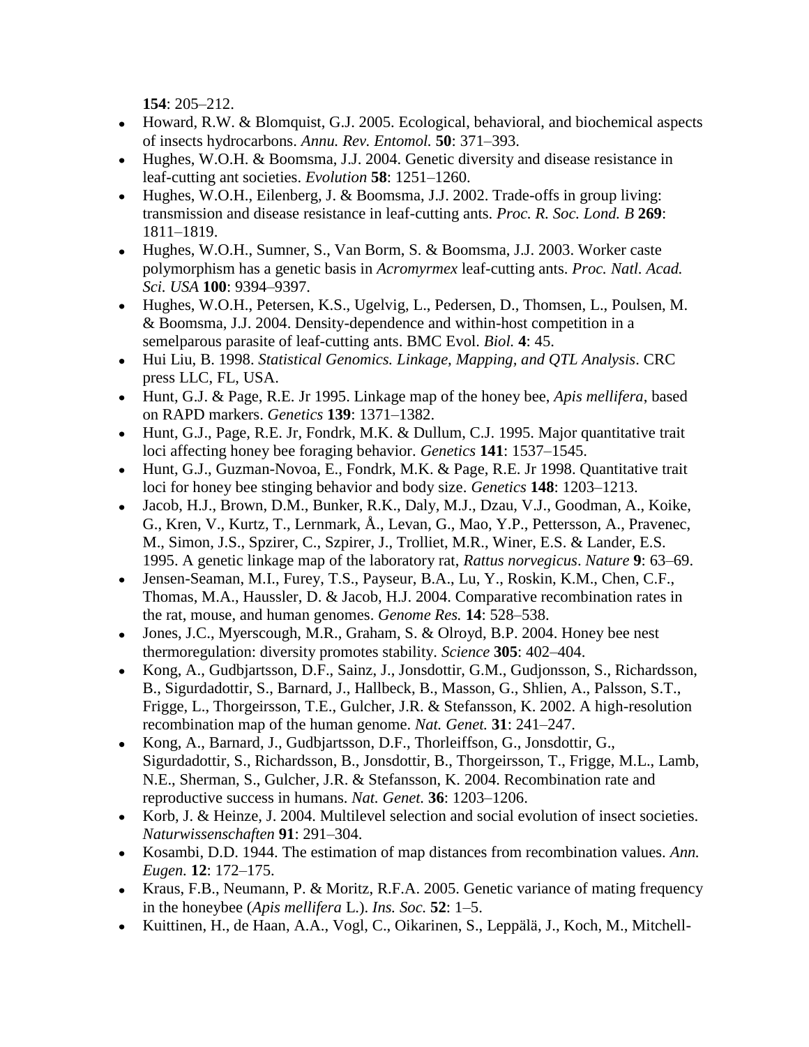**154**: 205–212.

- Howard, R.W. & Blomquist, G.J. 2005. Ecological, behavioral, and biochemical aspects of insects hydrocarbons. *Annu. Rev. Entomol.* **50**: 371–393.
- Hughes, W.O.H. & Boomsma, J.J. 2004. Genetic diversity and disease resistance in leaf-cutting ant societies. *Evolution* **58**: 1251–1260.
- Hughes, W.O.H., Eilenberg, J. & Boomsma, J.J. 2002. Trade-offs in group living: transmission and disease resistance in leaf-cutting ants. *Proc. R. Soc. Lond. B* **269**: 1811–1819.
- Hughes, W.O.H., Sumner, S., Van Borm, S. & Boomsma, J.J. 2003. Worker caste polymorphism has a genetic basis in *Acromyrmex* leaf-cutting ants. *Proc. Natl. Acad. Sci. USA* **100**: 9394–9397.
- Hughes, W.O.H., Petersen, K.S., Ugelvig, L., Pedersen, D., Thomsen, L., Poulsen, M. & Boomsma, J.J. 2004. Density-dependence and within-host competition in a semelparous parasite of leaf-cutting ants. BMC Evol. *Biol.* **4**: 45.
- Hui Liu, B. 1998. *Statistical Genomics. Linkage, Mapping, and QTL Analysis*. CRC press LLC, FL, USA.
- Hunt, G.J. & Page, R.E. Jr 1995. Linkage map of the honey bee, *Apis mellifera*, based on RAPD markers. *Genetics* **139**: 1371–1382.
- Hunt, G.J., Page, R.E. Jr, Fondrk, M.K. & Dullum, C.J. 1995. Major quantitative trait loci affecting honey bee foraging behavior. *Genetics* **141**: 1537–1545.
- Hunt, G.J., Guzman-Novoa, E., Fondrk, M.K. & Page, R.E. Jr 1998. Quantitative trait loci for honey bee stinging behavior and body size. *Genetics* **148**: 1203–1213.
- Jacob, H.J., Brown, D.M., Bunker, R.K., Daly, M.J., Dzau, V.J., Goodman, A., Koike, G., Kren, V., Kurtz, T., Lernmark, Å., Levan, G., Mao, Y.P., Pettersson, A., Pravenec, M., Simon, J.S., Spzirer, C., Szpirer, J., Trolliet, M.R., Winer, E.S. & Lander, E.S. 1995. A genetic linkage map of the laboratory rat, *Rattus norvegicus*. *Nature* **9**: 63–69.
- Jensen-Seaman, M.I., Furey, T.S., Payseur, B.A., Lu, Y., Roskin, K.M., Chen, C.F., Thomas, M.A., Haussler, D. & Jacob, H.J. 2004. Comparative recombination rates in the rat, mouse, and human genomes. *Genome Res.* **14**: 528–538.
- Jones, J.C., Myerscough, M.R., Graham, S. & Olroyd, B.P. 2004. Honey bee nest thermoregulation: diversity promotes stability. *Science* **305**: 402–404.
- Kong, A., Gudbjartsson, D.F., Sainz, J., Jonsdottir, G.M., Gudjonsson, S., Richardsson, B., Sigurdadottir, S., Barnard, J., Hallbeck, B., Masson, G., Shlien, A., Palsson, S.T., Frigge, L., Thorgeirsson, T.E., Gulcher, J.R. & Stefansson, K. 2002. A high-resolution recombination map of the human genome. *Nat. Genet.* **31**: 241–247.
- Kong, A., Barnard, J., Gudbjartsson, D.F., Thorleiffson, G., Jonsdottir, G., Sigurdadottir, S., Richardsson, B., Jonsdottir, B., Thorgeirsson, T., Frigge, M.L., Lamb, N.E., Sherman, S., Gulcher, J.R. & Stefansson, K. 2004. Recombination rate and reproductive success in humans. *Nat. Genet.* **36**: 1203–1206.
- Korb, J. & Heinze, J. 2004. Multilevel selection and social evolution of insect societies. *Naturwissenschaften* **91**: 291–304.
- Kosambi, D.D. 1944. The estimation of map distances from recombination values. *Ann. Eugen.* **12**: 172–175.
- Kraus, F.B., Neumann, P. & Moritz, R.F.A. 2005. Genetic variance of mating frequency in the honeybee (*Apis mellifera* L.). *Ins. Soc.* **52**: 1–5.
- Kuittinen, H., de Haan, A.A., Vogl, C., Oikarinen, S., Leppälä, J., Koch, M., Mitchell-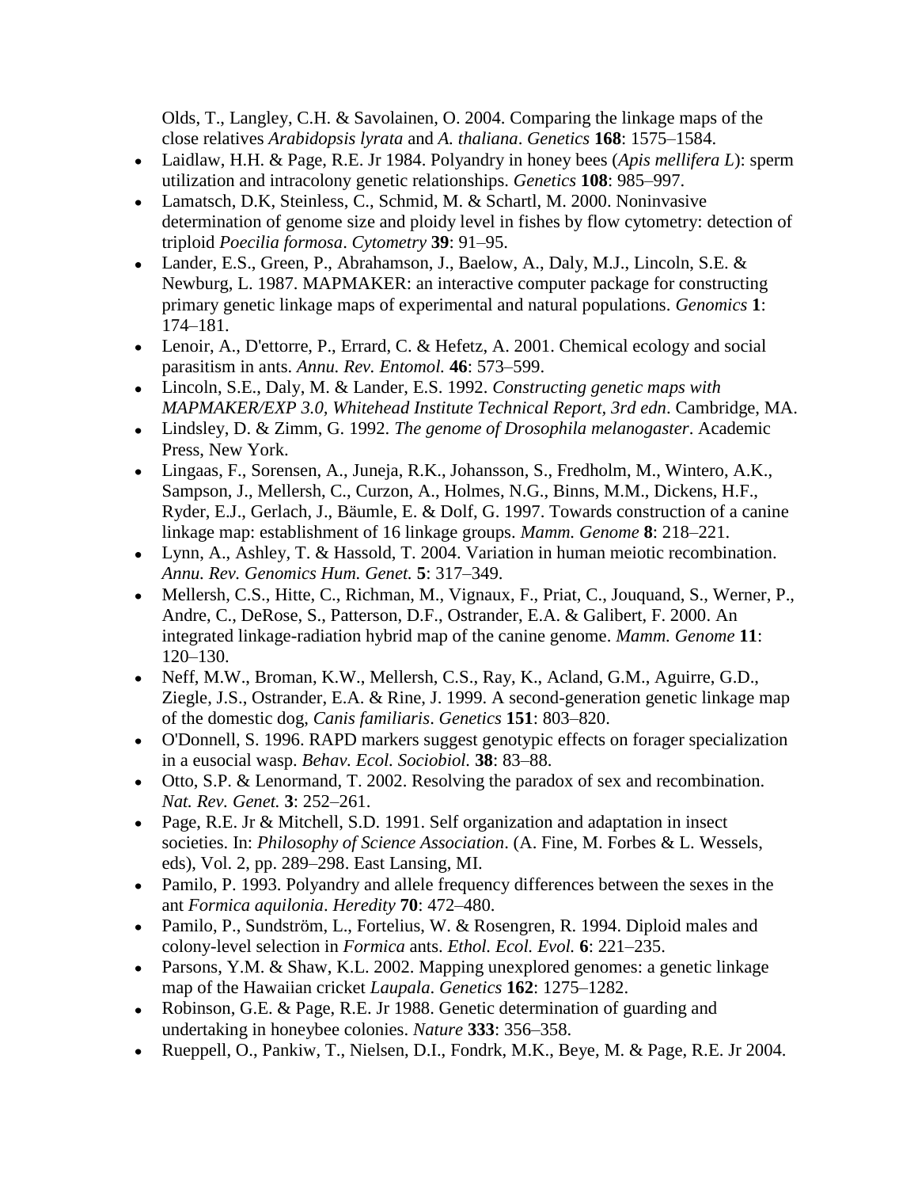Olds, T., Langley, C.H. & Savolainen, O. 2004. Comparing the linkage maps of the close relatives *Arabidopsis lyrata* and *A. thaliana*. *Genetics* **168**: 1575–1584.

- Laidlaw, H.H. & Page, R.E. Jr 1984. Polyandry in honey bees (*Apis mellifera L*): sperm utilization and intracolony genetic relationships. *Genetics* **108**: 985–997.
- Lamatsch, D.K, Steinless, C., Schmid, M. & Schartl, M. 2000. Noninvasive determination of genome size and ploidy level in fishes by flow cytometry: detection of triploid *Poecilia formosa*. *Cytometry* **39**: 91–95.
- Lander, E.S., Green, P., Abrahamson, J., Baelow, A., Daly, M.J., Lincoln, S.E. & Newburg, L. 1987. MAPMAKER: an interactive computer package for constructing primary genetic linkage maps of experimental and natural populations. *Genomics* **1**: 174–181.
- Lenoir, A., D'ettorre, P., Errard, C. & Hefetz, A. 2001. Chemical ecology and social parasitism in ants. *Annu. Rev. Entomol.* **46**: 573–599.
- Lincoln, S.E., Daly, M. & Lander, E.S. 1992. *Constructing genetic maps with MAPMAKER/EXP 3.0, Whitehead Institute Technical Report, 3rd edn*. Cambridge, MA.
- Lindsley, D. & Zimm, G. 1992. *The genome of Drosophila melanogaster*. Academic Press, New York.
- Lingaas, F., Sorensen, A., Juneja, R.K., Johansson, S., Fredholm, M., Wintero, A.K., Sampson, J., Mellersh, C., Curzon, A., Holmes, N.G., Binns, M.M., Dickens, H.F., Ryder, E.J., Gerlach, J., Bäumle, E. & Dolf, G. 1997. Towards construction of a canine linkage map: establishment of 16 linkage groups. *Mamm. Genome* **8**: 218–221.
- Lynn, A., Ashley, T. & Hassold, T. 2004. Variation in human meiotic recombination. *Annu. Rev. Genomics Hum. Genet.* **5**: 317–349.
- Mellersh, C.S., Hitte, C., Richman, M., Vignaux, F., Priat, C., Jouquand, S., Werner, P., Andre, C., DeRose, S., Patterson, D.F., Ostrander, E.A. & Galibert, F. 2000. An integrated linkage-radiation hybrid map of the canine genome. *Mamm. Genome* **11**: 120–130.
- Neff, M.W., Broman, K.W., Mellersh, C.S., Ray, K., Acland, G.M., Aguirre, G.D., Ziegle, J.S., Ostrander, E.A. & Rine, J. 1999. A second-generation genetic linkage map of the domestic dog, *Canis familiaris*. *Genetics* **151**: 803–820.
- O'Donnell, S. 1996. RAPD markers suggest genotypic effects on forager specialization in a eusocial wasp. *Behav. Ecol. Sociobiol.* **38**: 83–88.
- Otto, S.P. & Lenormand, T. 2002. Resolving the paradox of sex and recombination. *Nat. Rev. Genet.* **3**: 252–261.
- Page, R.E. Jr & Mitchell, S.D. 1991. Self organization and adaptation in insect societies. In: *Philosophy of Science Association*. (A. Fine, M. Forbes & L. Wessels, eds), Vol. 2, pp. 289–298. East Lansing, MI.
- Pamilo, P. 1993. Polyandry and allele frequency differences between the sexes in the ant *Formica aquilonia*. *Heredity* **70**: 472–480.
- Pamilo, P., Sundström, L., Fortelius, W. & Rosengren, R. 1994. Diploid males and colony-level selection in *Formica* ants. *Ethol. Ecol. Evol.* **6**: 221–235.
- Parsons, Y.M. & Shaw, K.L. 2002. Mapping unexplored genomes: a genetic linkage map of the Hawaiian cricket *Laupala*. *Genetics* **162**: 1275–1282.
- Robinson, G.E. & Page, R.E. Jr 1988. Genetic determination of guarding and undertaking in honeybee colonies. *Nature* **333**: 356–358.
- Rueppell, O., Pankiw, T., Nielsen, D.I., Fondrk, M.K., Beye, M. & Page, R.E. Jr 2004.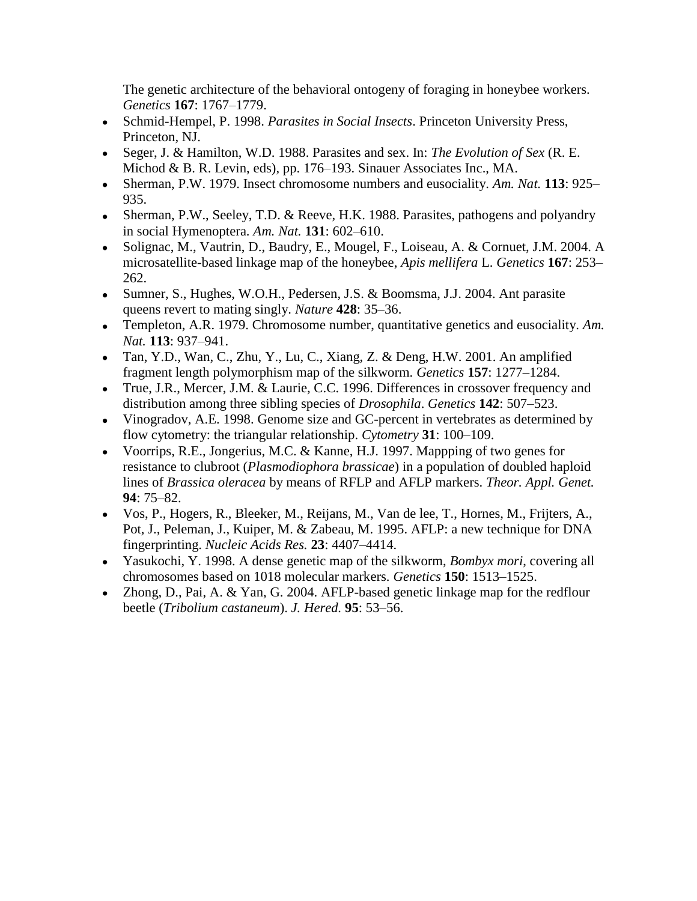The genetic architecture of the behavioral ontogeny of foraging in honeybee workers. *Genetics* **167**: 1767–1779.

- Schmid-Hempel, P. 1998. *Parasites in Social Insects*. Princeton University Press, Princeton, NJ.
- Seger, J. & Hamilton, W.D. 1988. Parasites and sex. In: *The Evolution of Sex* (R. E. Michod & B. R. Levin, eds), pp. 176–193. Sinauer Associates Inc., MA.
- Sherman, P.W. 1979. Insect chromosome numbers and eusociality. *Am. Nat.* **113**: 925–935.
- Sherman, P.W., Seeley, T.D. & Reeve, H.K. 1988. Parasites, pathogens and polyandry in social Hymenoptera. *Am. Nat.* **131**: 602–610.
- Solignac, M., Vautrin, D., Baudry, E., Mougel, F., Loiseau, A. & Cornuet, J.M. 2004. A microsatellite-based linkage map of the honeybee, *Apis mellifera* L. *Genetics* **167**: 253–262.
- Sumner, S., Hughes, W.O.H., Pedersen, J.S. & Boomsma, J.J. 2004. Ant parasite queens revert to mating singly. *Nature* **428**: 35–36.
- Templeton, A.R. 1979. Chromosome number, quantitative genetics and eusociality. *Am. Nat.* **113**: 937–941.
- Tan, Y.D., Wan, C., Zhu, Y., Lu, C., Xiang, Z. & Deng, H.W. 2001. An amplified fragment length polymorphism map of the silkworm. *Genetics* **157**: 1277–1284.
- True, J.R., Mercer, J.M. & Laurie, C.C. 1996. Differences in crossover frequency and distribution among three sibling species of *Drosophila*. *Genetics* **142**: 507–523.
- Vinogradov, A.E. 1998. Genome size and GC-percent in vertebrates as determined by flow cytometry: the triangular relationship. *Cytometry* **31**: 100–109.
- Voorrips, R.E., Jongerius, M.C. & Kanne, H.J. 1997. Mappping of two genes for resistance to clubroot (*Plasmodiophora brassicae*) in a population of doubled haploid lines of *Brassica oleracea* by means of RFLP and AFLP markers. *Theor. Appl. Genet.* **94**: 75–82.
- Vos, P., Hogers, R., Bleeker, M., Reijans, M., Van de lee, T., Hornes, M., Frijters, A., Pot, J., Peleman, J., Kuiper, M. & Zabeau, M. 1995. AFLP: a new technique for DNA fingerprinting. *Nucleic Acids Res.* **23**: 4407–4414.
- Yasukochi, Y. 1998. A dense genetic map of the silkworm, *Bombyx mori*, covering all chromosomes based on 1018 molecular markers. *Genetics* **150**: 1513–1525.
- Zhong, D., Pai, A. & Yan, G. 2004. AFLP-based genetic linkage map for the redflour beetle (*Tribolium castaneum*). *J. Hered.* **95**: 53–56.